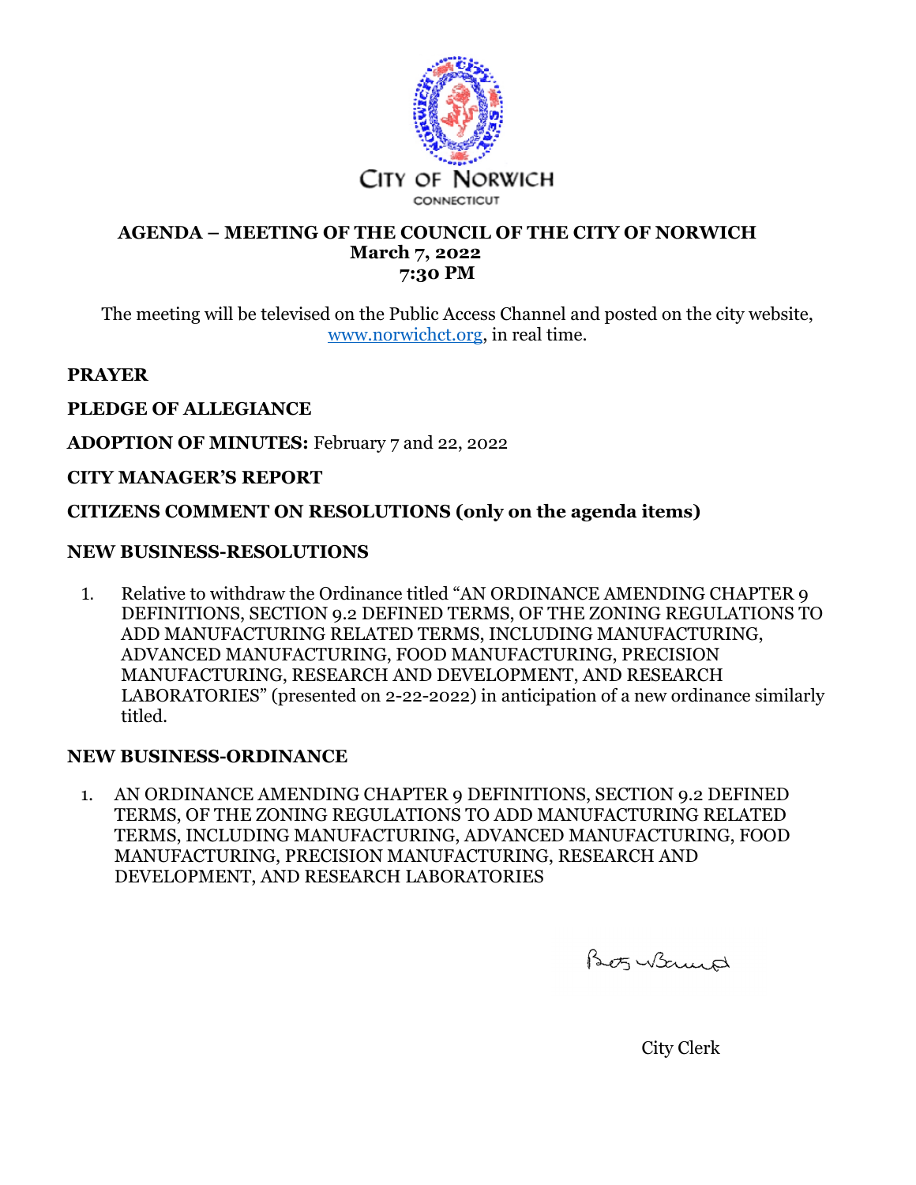CITY OF NORWICH

CONNECTICUT

**AGENDA – MEETING OF THE COUNCIL OF THE CITY OF NORWICH**
**March 7, 2022**
**7:30 PM**

The meeting will be televised on the Public Access Channel and posted on the city website, www.norwichct.org, in real time.

**PRAYER**

**PLEDGE OF ALLEGIANCE**

**ADOPTION OF MINUTES:** February 7 and 22, 2022

**CITY MANAGER'S REPORT**

**CITIZENS COMMENT ON RESOLUTIONS (only on the agenda items)**

**NEW BUSINESS-RESOLUTIONS**

1. Relative to withdraw the Ordinance titled "AN ORDINANCE AMENDING CHAPTER 9 DEFINITIONS, SECTION 9.2 DEFINED TERMS, OF THE ZONING REGULATIONS TO ADD MANUFACTURING RELATED TERMS, INCLUDING MANUFACTURING, ADVANCED MANUFACTURING, FOOD MANUFACTURING, PRECISION MANUFACTURING, RESEARCH AND DEVELOPMENT, AND RESEARCH LABORATORIES" (presented on 2-22-2022) in anticipation of a new ordinance similarly titled.

**NEW BUSINESS-ORDINANCE**

1. AN ORDINANCE AMENDING CHAPTER 9 DEFINITIONS, SECTION 9.2 DEFINED TERMS, OF THE ZONING REGULATIONS TO ADD MANUFACTURING RELATED TERMS, INCLUDING MANUFACTURING, ADVANCED MANUFACTURING, FOOD MANUFACTURING, PRECISION MANUFACTURING, RESEARCH AND DEVELOPMENT, AND RESEARCH LABORATORIES

City Clerk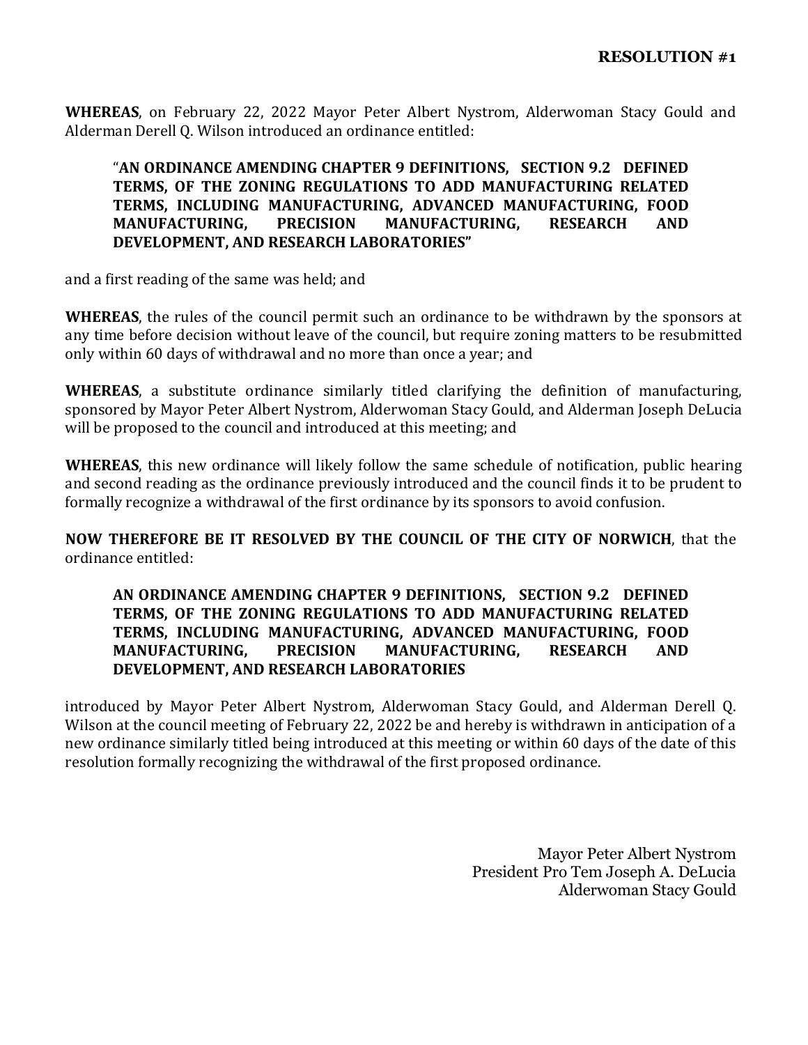**RESOLUTION #1**

**WHEREAS**, on February 22, 2022 Mayor Peter Albert Nystrom, Alderwoman Stacy Gould and Alderman Derell Q. Wilson introduced an ordinance entitled:

> "**AN ORDINANCE AMENDING CHAPTER 9 DEFINITIONS, SECTION 9.2 DEFINED TERMS, OF THE ZONING REGULATIONS TO ADD MANUFACTURING RELATED TERMS, INCLUDING MANUFACTURING, ADVANCED MANUFACTURING, FOOD MANUFACTURING, PRECISION MANUFACTURING, RESEARCH AND DEVELOPMENT, AND RESEARCH LABORATORIES"**

and a first reading of the same was held; and

**WHEREAS**, the rules of the council permit such an ordinance to be withdrawn by the sponsors at any time before decision without leave of the council, but require zoning matters to be resubmitted only within 60 days of withdrawal and no more than once a year; and

**WHEREAS**, a substitute ordinance similarly titled clarifying the definition of manufacturing, sponsored by Mayor Peter Albert Nystrom, Alderwoman Stacy Gould, and Alderman Joseph DeLucia will be proposed to the council and introduced at this meeting; and

**WHEREAS**, this new ordinance will likely follow the same schedule of notification, public hearing and second reading as the ordinance previously introduced and the council finds it to be prudent to formally recognize a withdrawal of the first ordinance by its sponsors to avoid confusion.

**NOW THEREFORE BE IT RESOLVED BY THE COUNCIL OF THE CITY OF NORWICH**, that the ordinance entitled:

> **AN ORDINANCE AMENDING CHAPTER 9 DEFINITIONS, SECTION 9.2 DEFINED TERMS, OF THE ZONING REGULATIONS TO ADD MANUFACTURING RELATED TERMS, INCLUDING MANUFACTURING, ADVANCED MANUFACTURING, FOOD MANUFACTURING, PRECISION MANUFACTURING, RESEARCH AND DEVELOPMENT, AND RESEARCH LABORATORIES**

introduced by Mayor Peter Albert Nystrom, Alderwoman Stacy Gould, and Alderman Derell Q. Wilson at the council meeting of February 22, 2022 be and hereby is withdrawn in anticipation of a new ordinance similarly titled being introduced at this meeting or within 60 days of the date of this resolution formally recognizing the withdrawal of the first proposed ordinance.

Mayor Peter Albert Nystrom
President Pro Tem Joseph A. DeLucia
Alderwoman Stacy Gould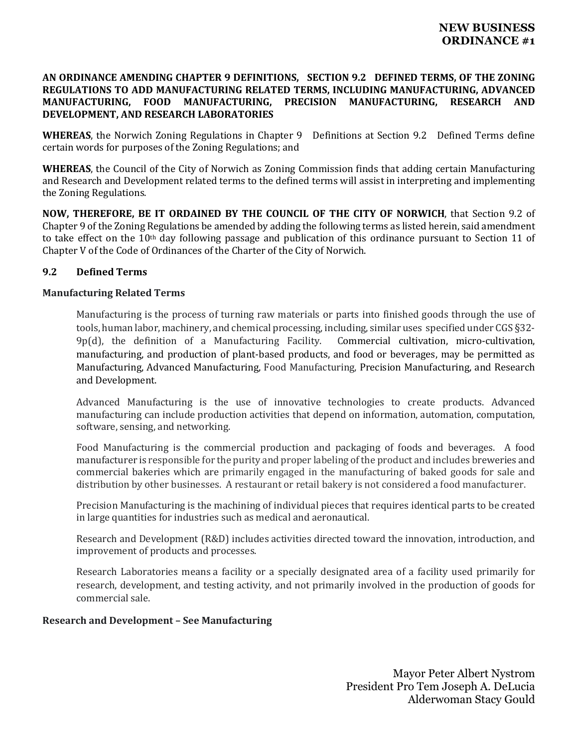**NEW BUSINESS**
**ORDINANCE #1**

**AN ORDINANCE AMENDING CHAPTER 9 DEFINITIONS, SECTION 9.2 DEFINED TERMS, OF THE ZONING REGULATIONS TO ADD MANUFACTURING RELATED TERMS, INCLUDING MANUFACTURING, ADVANCED MANUFACTURING, FOOD MANUFACTURING, PRECISION MANUFACTURING, RESEARCH AND DEVELOPMENT, AND RESEARCH LABORATORIES**

**WHEREAS**, the Norwich Zoning Regulations in Chapter 9 Definitions at Section 9.2 Defined Terms define certain words for purposes of the Zoning Regulations; and

**WHEREAS**, the Council of the City of Norwich as Zoning Commission finds that adding certain Manufacturing and Research and Development related terms to the defined terms will assist in interpreting and implementing the Zoning Regulations.

**NOW, THEREFORE, BE IT ORDAINED BY THE COUNCIL OF THE CITY OF NORWICH**, that Section 9.2 of Chapter 9 of the Zoning Regulations be amended by adding the following terms as listed herein, said amendment to take effect on the 10th day following passage and publication of this ordinance pursuant to Section 11 of Chapter V of the Code of Ordinances of the Charter of the City of Norwich.

**9.2 Defined Terms**

**Manufacturing Related Terms**

> Manufacturing is the process of turning raw materials or parts into finished goods through the use of tools, human labor, machinery, and chemical processing, including, similar uses specified under CGS §32-9p(d), the definition of a Manufacturing Facility. Commercial cultivation, micro-cultivation, manufacturing, and production of plant-based products, and food or beverages, may be permitted as Manufacturing, Advanced Manufacturing, Food Manufacturing, Precision Manufacturing, and Research and Development.
>
> Advanced Manufacturing is the use of innovative technologies to create products. Advanced manufacturing can include production activities that depend on information, automation, computation, software, sensing, and networking.
>
> Food Manufacturing is the commercial production and packaging of foods and beverages. A food manufacturer is responsible for the purity and proper labeling of the product and includes breweries and commercial bakeries which are primarily engaged in the manufacturing of baked goods for sale and distribution by other businesses. A restaurant or retail bakery is not considered a food manufacturer.
>
> Precision Manufacturing is the machining of individual pieces that requires identical parts to be created in large quantities for industries such as medical and aeronautical.
>
> Research and Development (R&D) includes activities directed toward the innovation, introduction, and improvement of products and processes.
>
> Research Laboratories means a facility or a specially designated area of a facility used primarily for research, development, and testing activity, and not primarily involved in the production of goods for commercial sale.

**Research and Development – See Manufacturing**

Mayor Peter Albert Nystrom
President Pro Tem Joseph A. DeLucia
Alderwoman Stacy Gould